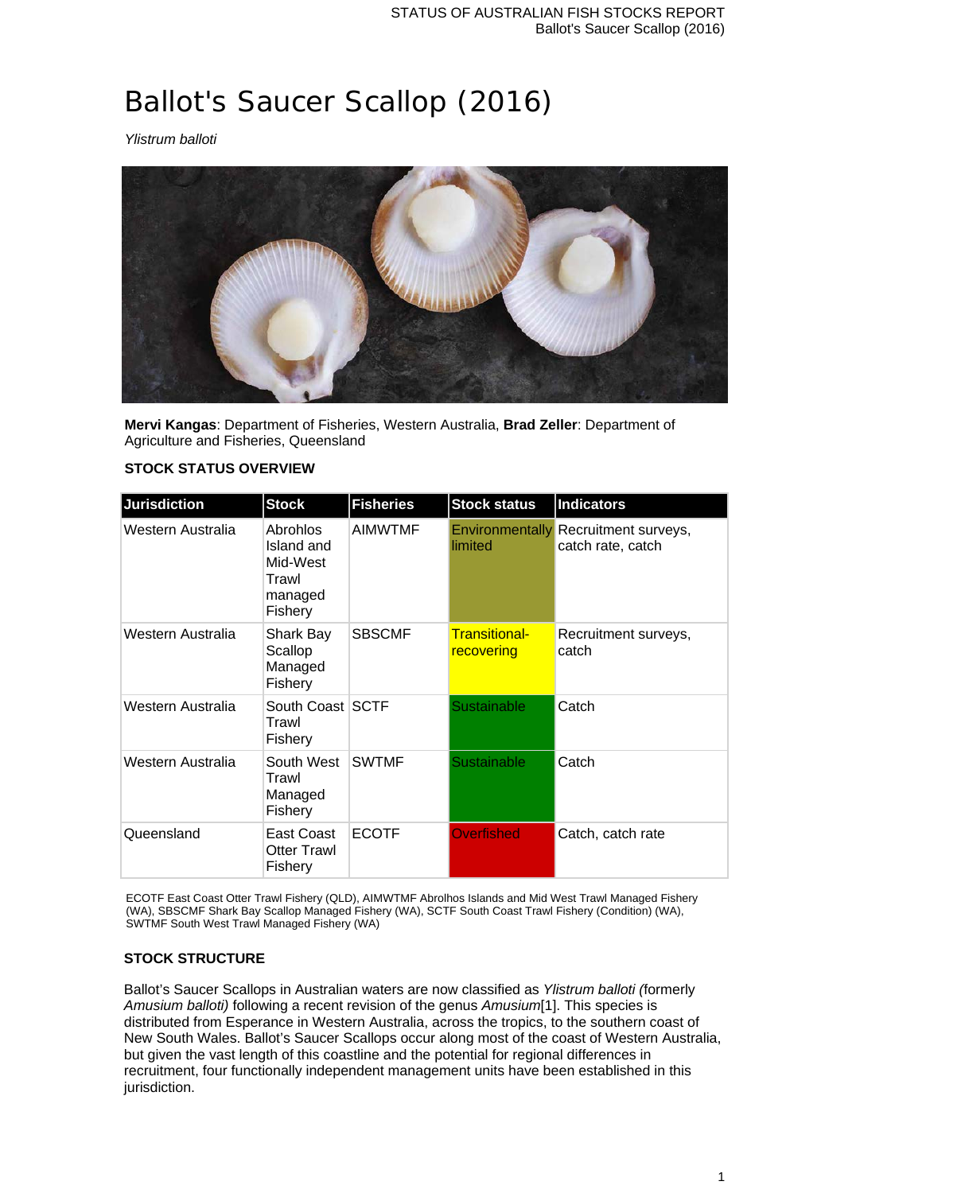# Ballot's Saucer Scallop (2016)

*Ylistrum balloti*

**Mervi Kangas**: Department of Fisheries, Western Australia, **Brad Zeller**: Department of Agriculture and Fisheries, Queensland

**STOCK STATUS OVERVIEW**

| Jurisdiction | Stock | Fisheries | Stock status | Indicators |
|---|---|---|---|---|
| Western Australia | Abrolhos Island and Mid-West Trawl managed Fishery | AIMWTMF | Environmentally limited | Recruitment surveys, catch rate, catch |
| Western Australia | Shark Bay Scallop Managed Fishery | SBSCMF | Transitional-recovering | Recruitment surveys, catch |
| Western Australia | South Coast Trawl Fishery | SCTF | Sustainable | Catch |
| Western Australia | South West Trawl Managed Fishery | SWTMF | Sustainable | Catch |
| Queensland | East Coast Otter Trawl Fishery | ECOTF | Overfished | Catch, catch rate |

ECOTF East Coast Otter Trawl Fishery (QLD), AIMWTMF Abrolhos Islands and Mid West Trawl Managed Fishery (WA), SBSCMF Shark Bay Scallop Managed Fishery (WA), SCTF South Coast Trawl Fishery (Condition) (WA), SWTMF South West Trawl Managed Fishery (WA)

**STOCK STRUCTURE**

Ballot's Saucer Scallops in Australian waters are now classified as *Ylistrum balloti (*formerly *Amusium balloti)* following a recent revision of the genus *Amusium*[1]. This species is distributed from Esperance in Western Australia, across the tropics, to the southern coast of New South Wales. Ballot's Saucer Scallops occur along most of the coast of Western Australia, but given the vast length of this coastline and the potential for regional differences in recruitment, four functionally independent management units have been established in this jurisdiction.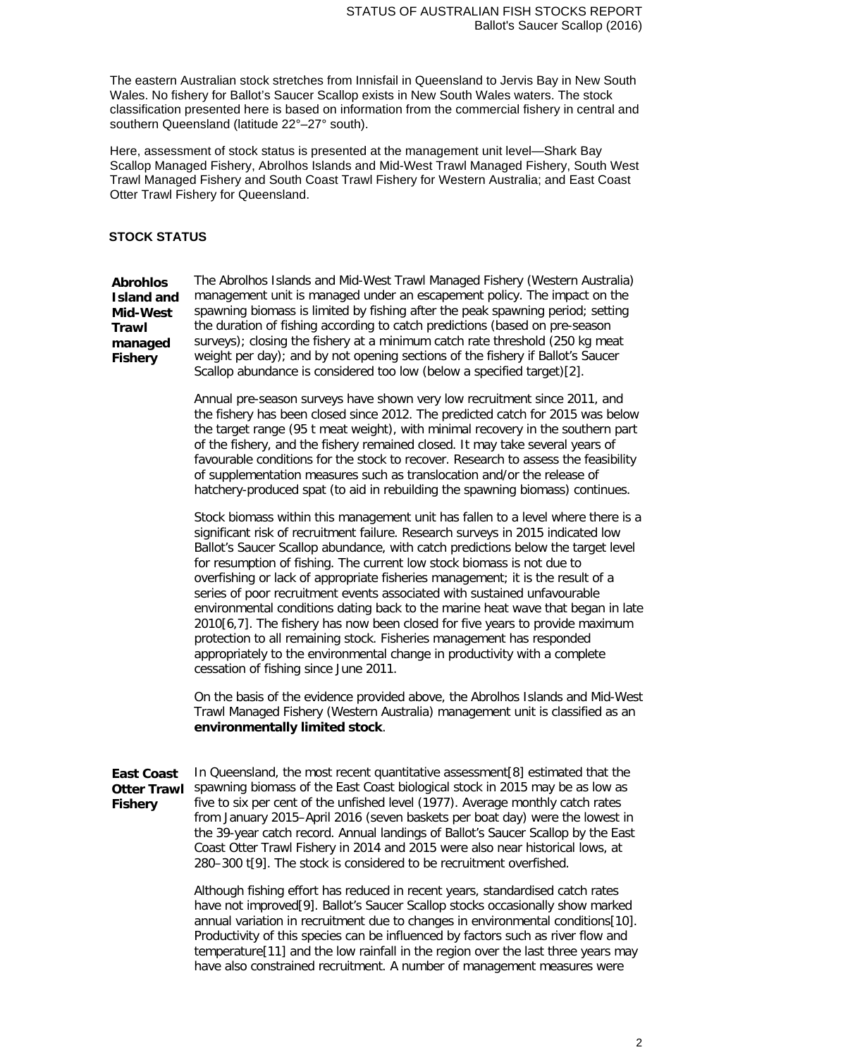The eastern Australian stock stretches from Innisfail in Queensland to Jervis Bay in New South Wales. No fishery for Ballot's Saucer Scallop exists in New South Wales waters. The stock classification presented here is based on information from the commercial fishery in central and southern Queensland (latitude 22°–27° south).

Here, assessment of stock status is presented at the management unit level—Shark Bay Scallop Managed Fishery, Abrolhos Islands and Mid-West Trawl Managed Fishery, South West Trawl Managed Fishery and South Coast Trawl Fishery for Western Australia; and East Coast Otter Trawl Fishery for Queensland.

## STOCK STATUS

**Abrohlos Island and Mid-West Trawl managed Fishery**

The Abrolhos Islands and Mid-West Trawl Managed Fishery (Western Australia) management unit is managed under an escapement policy. The impact on the spawning biomass is limited by fishing after the peak spawning period; setting the duration of fishing according to catch predictions (based on pre-season surveys); closing the fishery at a minimum catch rate threshold (250 kg meat weight per day); and by not opening sections of the fishery if Ballot's Saucer Scallop abundance is considered too low (below a specified target)[2].

Annual pre-season surveys have shown very low recruitment since 2011, and the fishery has been closed since 2012. The predicted catch for 2015 was below the target range (95 t meat weight), with minimal recovery in the southern part of the fishery, and the fishery remained closed. It may take several years of favourable conditions for the stock to recover. Research to assess the feasibility of supplementation measures such as translocation and/or the release of hatchery-produced spat (to aid in rebuilding the spawning biomass) continues.

Stock biomass within this management unit has fallen to a level where there is a significant risk of recruitment failure. Research surveys in 2015 indicated low Ballot's Saucer Scallop abundance, with catch predictions below the target level for resumption of fishing. The current low stock biomass is not due to overfishing or lack of appropriate fisheries management; it is the result of a series of poor recruitment events associated with sustained unfavourable environmental conditions dating back to the marine heat wave that began in late 2010[6,7]. The fishery has now been closed for five years to provide maximum protection to all remaining stock. Fisheries management has responded appropriately to the environmental change in productivity with a complete cessation of fishing since June 2011.

On the basis of the evidence provided above, the Abrolhos Islands and Mid-West Trawl Managed Fishery (Western Australia) management unit is classified as an **environmentally limited stock**.

**East Coast Otter Trawl Fishery**

In Queensland, the most recent quantitative assessment[8] estimated that the spawning biomass of the East Coast biological stock in 2015 may be as low as five to six per cent of the unfished level (1977). Average monthly catch rates from January 2015–April 2016 (seven baskets per boat day) were the lowest in the 39-year catch record. Annual landings of Ballot's Saucer Scallop by the East Coast Otter Trawl Fishery in 2014 and 2015 were also near historical lows, at 280–300 t[9]. The stock is considered to be recruitment overfished.

Although fishing effort has reduced in recent years, standardised catch rates have not improved[9]. Ballot's Saucer Scallop stocks occasionally show marked annual variation in recruitment due to changes in environmental conditions[10]. Productivity of this species can be influenced by factors such as river flow and temperature[11] and the low rainfall in the region over the last three years may have also constrained recruitment. A number of management measures were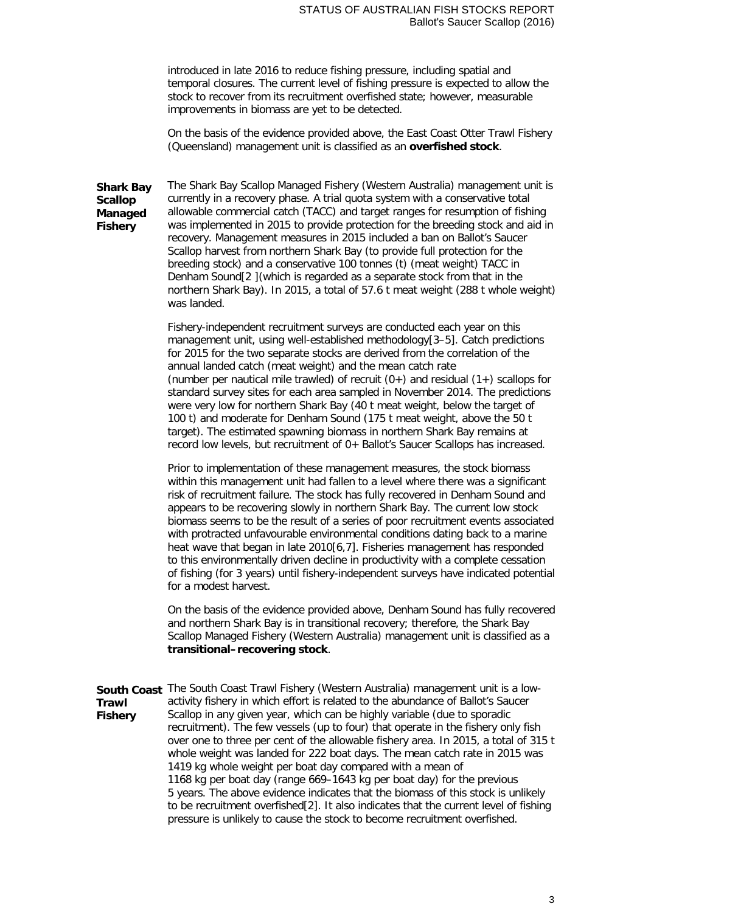introduced in late 2016 to reduce fishing pressure, including spatial and temporal closures. The current level of fishing pressure is expected to allow the stock to recover from its recruitment overfished state; however, measurable improvements in biomass are yet to be detected.

On the basis of the evidence provided above, the East Coast Otter Trawl Fishery (Queensland) management unit is classified as an **overfished stock**.

**Shark Bay Scallop Managed Fishery**

The Shark Bay Scallop Managed Fishery (Western Australia) management unit is currently in a recovery phase. A trial quota system with a conservative total allowable commercial catch (TACC) and target ranges for resumption of fishing was implemented in 2015 to provide protection for the breeding stock and aid in recovery. Management measures in 2015 included a ban on Ballot's Saucer Scallop harvest from northern Shark Bay (to provide full protection for the breeding stock) and a conservative 100 tonnes (t) (meat weight) TACC in Denham Sound[2 ](which is regarded as a separate stock from that in the northern Shark Bay). In 2015, a total of 57.6 t meat weight (288 t whole weight) was landed.

Fishery-independent recruitment surveys are conducted each year on this management unit, using well-established methodology[3–5]. Catch predictions for 2015 for the two separate stocks are derived from the correlation of the annual landed catch (meat weight) and the mean catch rate (number per nautical mile trawled) of recruit (0+) and residual (1+) scallops for standard survey sites for each area sampled in November 2014. The predictions were very low for northern Shark Bay (40 t meat weight, below the target of 100 t) and moderate for Denham Sound (175 t meat weight, above the 50 t target). The estimated spawning biomass in northern Shark Bay remains at record low levels, but recruitment of 0+ Ballot's Saucer Scallops has increased.

Prior to implementation of these management measures, the stock biomass within this management unit had fallen to a level where there was a significant risk of recruitment failure. The stock has fully recovered in Denham Sound and appears to be recovering slowly in northern Shark Bay. The current low stock biomass seems to be the result of a series of poor recruitment events associated with protracted unfavourable environmental conditions dating back to a marine heat wave that began in late 2010[6,7]. Fisheries management has responded to this environmentally driven decline in productivity with a complete cessation of fishing (for 3 years) until fishery-independent surveys have indicated potential for a modest harvest.

On the basis of the evidence provided above, Denham Sound has fully recovered and northern Shark Bay is in transitional recovery; therefore, the Shark Bay Scallop Managed Fishery (Western Australia) management unit is classified as a **transitional–recovering stock**.

**South Coast Trawl Fishery**

The South Coast Trawl Fishery (Western Australia) management unit is a low-activity fishery in which effort is related to the abundance of Ballot's Saucer Scallop in any given year, which can be highly variable (due to sporadic recruitment). The few vessels (up to four) that operate in the fishery only fish over one to three per cent of the allowable fishery area. In 2015, a total of 315 t whole weight was landed for 222 boat days. The mean catch rate in 2015 was 1419 kg whole weight per boat day compared with a mean of 1168 kg per boat day (range 669–1643 kg per boat day) for the previous 5 years. The above evidence indicates that the biomass of this stock is unlikely to be recruitment overfished[2]. It also indicates that the current level of fishing pressure is unlikely to cause the stock to become recruitment overfished.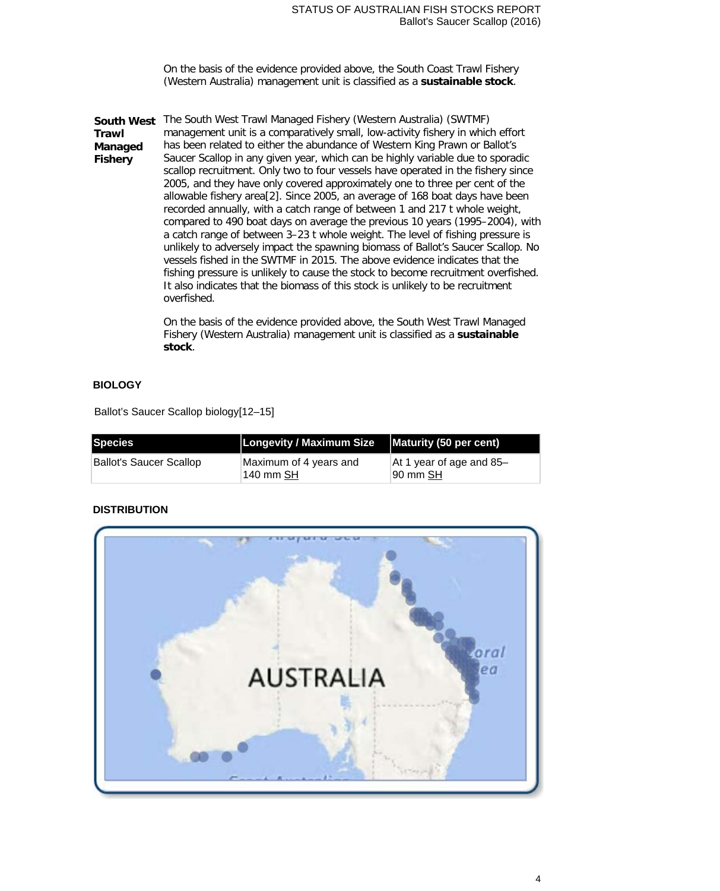On the basis of the evidence provided above, the South Coast Trawl Fishery (Western Australia) management unit is classified as a **sustainable stock**.

**South West Trawl Managed Fishery**

The South West Trawl Managed Fishery (Western Australia) (SWTMF) management unit is a comparatively small, low-activity fishery in which effort has been related to either the abundance of Western King Prawn or Ballot's Saucer Scallop in any given year, which can be highly variable due to sporadic scallop recruitment. Only two to four vessels have operated in the fishery since 2005, and they have only covered approximately one to three per cent of the allowable fishery area[2]. Since 2005, an average of 168 boat days have been recorded annually, with a catch range of between 1 and 217 t whole weight, compared to 490 boat days on average the previous 10 years (1995–2004), with a catch range of between 3–23 t whole weight. The level of fishing pressure is unlikely to adversely impact the spawning biomass of Ballot's Saucer Scallop. No vessels fished in the SWTMF in 2015. The above evidence indicates that the fishing pressure is unlikely to cause the stock to become recruitment overfished. It also indicates that the biomass of this stock is unlikely to be recruitment overfished.

On the basis of the evidence provided above, the South West Trawl Managed Fishery (Western Australia) management unit is classified as a **sustainable stock**.

## BIOLOGY

Ballot's Saucer Scallop biology[12–15]

| Species | Longevity / Maximum Size | Maturity (50 per cent) |
| --- | --- | --- |
| Ballot's Saucer Scallop | Maximum of 4 years and 140 mm SH | At 1 year of age and 85–90 mm SH |

## DISTRIBUTION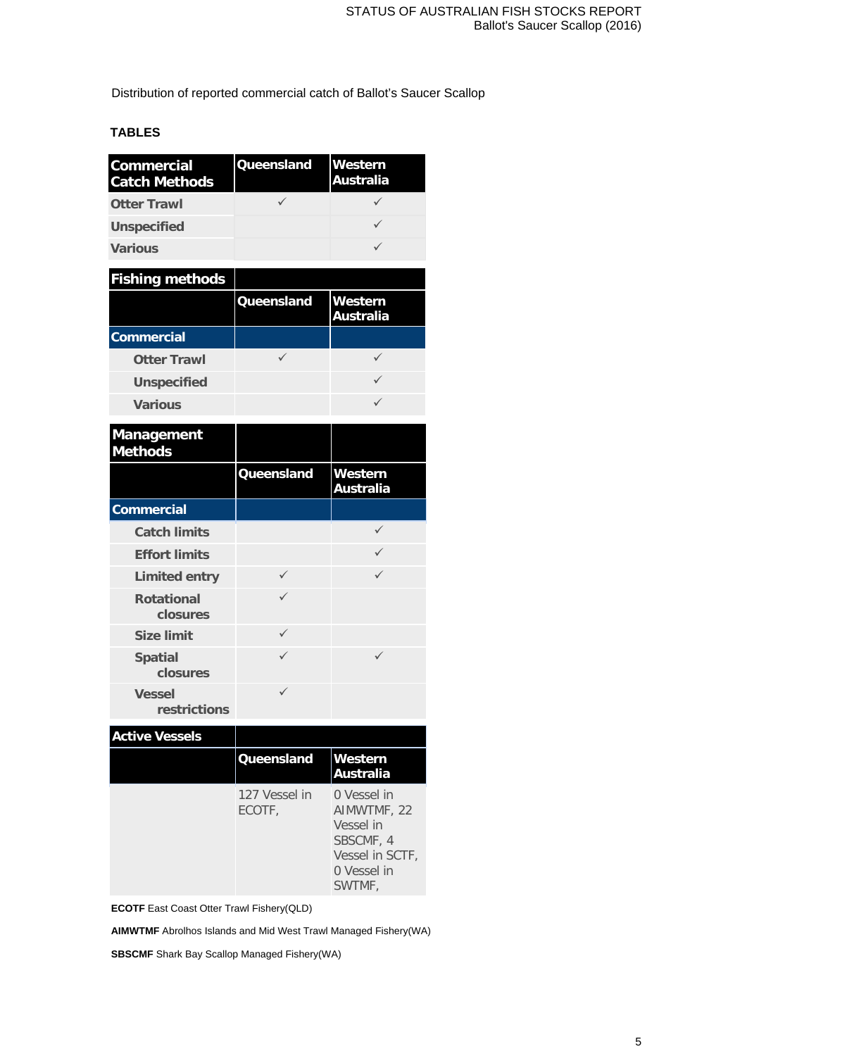Distribution of reported commercial catch of Ballot's Saucer Scallop

## TABLES

| Commercial Catch Methods | Queensland | Western Australia |
|---|---|---|
| Otter Trawl | ✓ | ✓ |
| Unspecified | | ✓ |
| Various | | ✓ |

| Fishing methods | | |
|---|---|---|
| | Queensland | Western Australia |
| **Commercial** | | |
| Otter Trawl | ✓ | ✓ |
| Unspecified | | ✓ |
| Various | | ✓ |

| Management Methods | | |
|---|---|---|
| | Queensland | Western Australia |
| **Commercial** | | |
| Catch limits | | ✓ |
| Effort limits | | ✓ |
| Limited entry | ✓ | ✓ |
| Rotational closures | ✓ | |
| Size limit | ✓ | |
| Spatial closures | ✓ | ✓ |
| Vessel restrictions | ✓ | |

| Active Vessels | | |
|---|---|---|
| | Queensland | Western Australia |
| | 127 Vessel in ECOTF, | 0 Vessel in AIMWTMF, 22 Vessel in SBSCMF, 4 Vessel in SCTF, 0 Vessel in SWTMF, |

**ECOTF** East Coast Otter Trawl Fishery(QLD)

**AIMWTMF** Abrolhos Islands and Mid West Trawl Managed Fishery(WA)

**SBSCMF** Shark Bay Scallop Managed Fishery(WA)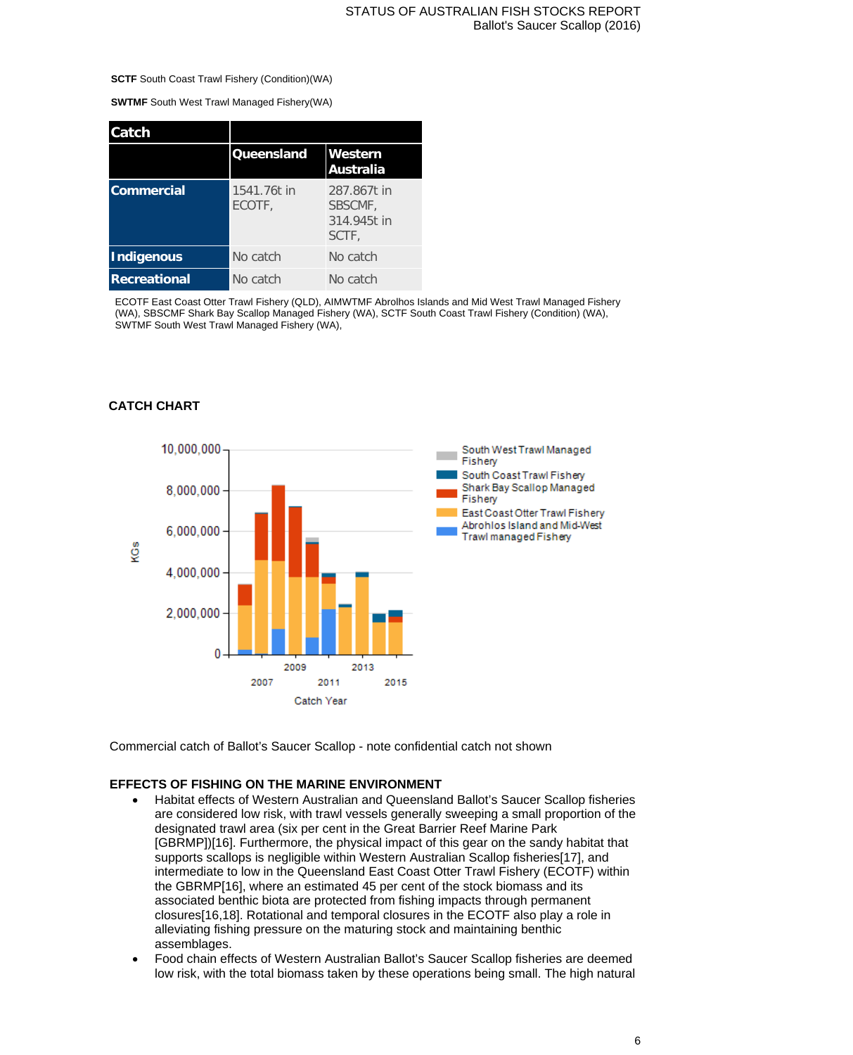**SCTF** South Coast Trawl Fishery (Condition)(WA)

**SWTMF** South West Trawl Managed Fishery(WA)

| Catch | | |
|---|---|---|
| | Queensland | Western Australia |
| Commercial | 1541.76t in ECOTF, | 287.867t in SBSCMF, 314.945t in SCTF, |
| Indigenous | No catch | No catch |
| Recreational | No catch | No catch |

ECOTF East Coast Otter Trawl Fishery (QLD), AIMWTMF Abrolhos Islands and Mid West Trawl Managed Fishery (WA), SBSCMF Shark Bay Scallop Managed Fishery (WA), SCTF South Coast Trawl Fishery (Condition) (WA), SWTMF South West Trawl Managed Fishery (WA),

**CATCH CHART**

Commercial catch of Ballot's Saucer Scallop - note confidential catch not shown

**EFFECTS OF FISHING ON THE MARINE ENVIRONMENT**

- Habitat effects of Western Australian and Queensland Ballot's Saucer Scallop fisheries are considered low risk, with trawl vessels generally sweeping a small proportion of the designated trawl area (six per cent in the Great Barrier Reef Marine Park [GBRMP])[16]. Furthermore, the physical impact of this gear on the sandy habitat that supports scallops is negligible within Western Australian Scallop fisheries[17], and intermediate to low in the Queensland East Coast Otter Trawl Fishery (ECOTF) within the GBRMP[16], where an estimated 45 per cent of the stock biomass and its associated benthic biota are protected from fishing impacts through permanent closures[16,18]. Rotational and temporal closures in the ECOTF also play a role in alleviating fishing pressure on the maturing stock and maintaining benthic assemblages.
- Food chain effects of Western Australian Ballot's Saucer Scallop fisheries are deemed low risk, with the total biomass taken by these operations being small. The high natural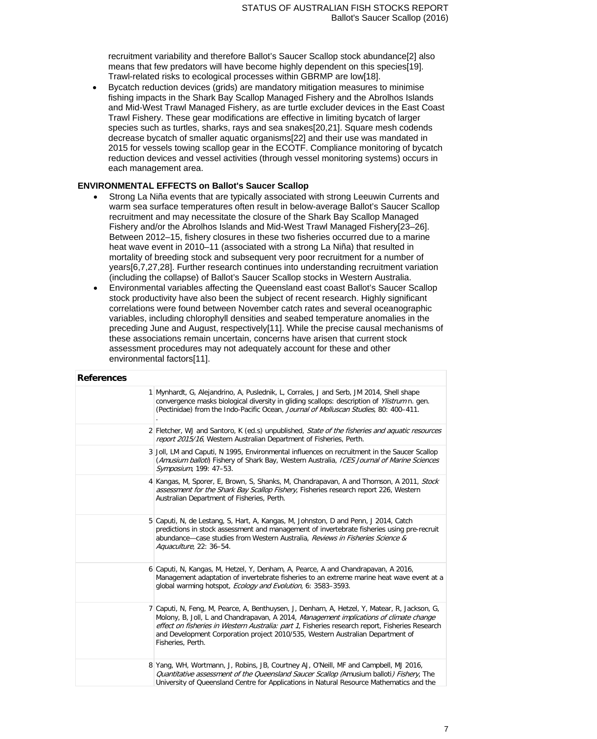recruitment variability and therefore Ballot's Saucer Scallop stock abundance[2] also means that few predators will have become highly dependent on this species[19]. Trawl-related risks to ecological processes within GBRMP are low[18].

- Bycatch reduction devices (grids) are mandatory mitigation measures to minimise fishing impacts in the Shark Bay Scallop Managed Fishery and the Abrolhos Islands and Mid-West Trawl Managed Fishery, as are turtle excluder devices in the East Coast Trawl Fishery. These gear modifications are effective in limiting bycatch of larger species such as turtles, sharks, rays and sea snakes[20,21]. Square mesh codends decrease bycatch of smaller aquatic organisms[22] and their use was mandated in 2015 for vessels towing scallop gear in the ECOTF. Compliance monitoring of bycatch reduction devices and vessel activities (through vessel monitoring systems) occurs in each management area.

**ENVIRONMENTAL EFFECTS on Ballot's Saucer Scallop**

- Strong La Niña events that are typically associated with strong Leeuwin Currents and warm sea surface temperatures often result in below-average Ballot's Saucer Scallop recruitment and may necessitate the closure of the Shark Bay Scallop Managed Fishery and/or the Abrolhos Islands and Mid-West Trawl Managed Fishery[23–26]. Between 2012–15, fishery closures in these two fisheries occurred due to a marine heat wave event in 2010–11 (associated with a strong La Niña) that resulted in mortality of breeding stock and subsequent very poor recruitment for a number of years[6,7,27,28]. Further research continues into understanding recruitment variation (including the collapse) of Ballot's Saucer Scallop stocks in Western Australia.
- Environmental variables affecting the Queensland east coast Ballot's Saucer Scallop stock productivity have also been the subject of recent research. Highly significant correlations were found between November catch rates and several oceanographic variables, including chlorophyll densities and seabed temperature anomalies in the preceding June and August, respectively[11]. While the precise causal mechanisms of these associations remain uncertain, concerns have arisen that current stock assessment procedures may not adequately account for these and other environmental factors[11].

| References | |
|---|---|
| 1 | Mynhardt, G, Alejandrino, A, Puslednik, L, Corrales, J and Serb, JM 2014, Shell shape convergence masks biological diversity in gliding scallops: description of *Ylistrum* n. gen. (Pectinidae) from the Indo-Pacific Ocean, *Journal of Molluscan Studies*, 80: 400–411. . |
| 2 | Fletcher, WJ and Santoro, K (ed.s) unpublished, *State of the fisheries and aquatic resources report 2015/16*, Western Australian Department of Fisheries, Perth. |
| 3 | Joll, LM and Caputi, N 1995, Environmental influences on recruitment in the Saucer Scallop (*Amusium balloti*) Fishery of Shark Bay, Western Australia, *ICES Journal of Marine Sciences Symposium*, 199: 47–53. |
| 4 | Kangas, M, Sporer, E, Brown, S, Shanks, M, Chandrapavan, A and Thomson, A 2011, *Stock assessment for the Shark Bay Scallop Fishery*, Fisheries research report 226, Western Australian Department of Fisheries, Perth. |
| 5 | Caputi, N, de Lestang, S, Hart, A, Kangas, M, Johnston, D and Penn, J 2014, Catch predictions in stock assessment and management of invertebrate fisheries using pre-recruit abundance—case studies from Western Australia, *Reviews in Fisheries Science & Aquaculture*, 22: 36–54. |
| 6 | Caputi, N, Kangas, M, Hetzel, Y, Denham, A, Pearce, A and Chandrapavan, A 2016, Management adaptation of invertebrate fisheries to an extreme marine heat wave event at a global warming hotspot, *Ecology and Evolution*, 6: 3583–3593. |
| 7 | Caputi, N, Feng, M, Pearce, A, Benthuysen, J, Denham, A, Hetzel, Y, Matear, R, Jackson, G, Molony, B, Joll, L and Chandrapavan, A 2014, *Management implications of climate change effect on fisheries in Western Australia: part 1*, Fisheries research report, Fisheries Research and Development Corporation project 2010/535, Western Australian Department of Fisheries, Perth. |
| 8 | Yang, WH, Wortmann, J, Robins, JB, Courtney AJ, O'Neill, MF and Campbell, MJ 2016, *Quantitative assessment of the Queensland Saucer Scallop (*Amusium balloti*) Fishery*, The University of Queensland Centre for Applications in Natural Resource Mathematics and the |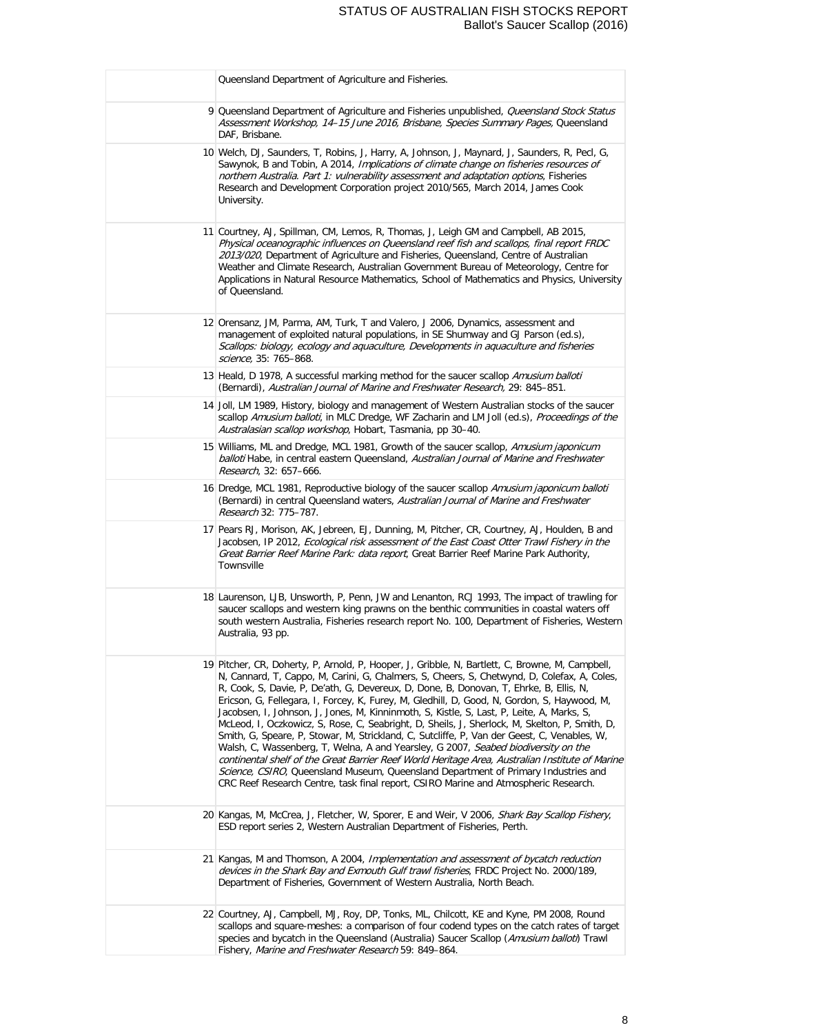| | |
|---|---|
| | Queensland Department of Agriculture and Fisheries. |
| 9 | Queensland Department of Agriculture and Fisheries unpublished, *Queensland Stock Status Assessment Workshop, 14–15 June 2016, Brisbane, Species Summary Pages*, Queensland DAF, Brisbane. |
| 10 | Welch, DJ, Saunders, T, Robins, J, Harry, A, Johnson, J, Maynard, J, Saunders, R, Pecl, G, Sawynok, B and Tobin, A 2014, *Implications of climate change on fisheries resources of northern Australia. Part 1: vulnerability assessment and adaptation options*, Fisheries Research and Development Corporation project 2010/565, March 2014, James Cook University. |
| 11 | Courtney, AJ, Spillman, CM, Lemos, R, Thomas, J, Leigh GM and Campbell, AB 2015, *Physical oceanographic influences on Queensland reef fish and scallops, final report FRDC 2013/020*, Department of Agriculture and Fisheries, Queensland, Centre of Australian Weather and Climate Research, Australian Government Bureau of Meteorology, Centre for Applications in Natural Resource Mathematics, School of Mathematics and Physics, University of Queensland. |
| 12 | Orensanz, JM, Parma, AM, Turk, T and Valero, J 2006, Dynamics, assessment and management of exploited natural populations, in SE Shumway and GJ Parson (ed.s), *Scallops: biology, ecology and aquaculture, Developments in aquaculture and fisheries science*, 35: 765–868. |
| 13 | Heald, D 1978, A successful marking method for the saucer scallop *Amusium balloti* (Bernardi), *Australian Journal of Marine and Freshwater Research*, 29: 845–851. |
| 14 | Joll, LM 1989, History, biology and management of Western Australian stocks of the saucer scallop *Amusium balloti*, in MLC Dredge, WF Zacharin and LM Joll (ed.s), *Proceedings of the Australasian scallop workshop*, Hobart, Tasmania, pp 30–40. |
| 15 | Williams, ML and Dredge, MCL 1981, Growth of the saucer scallop, *Amusium japonicum balloti* Habe, in central eastern Queensland, *Australian Journal of Marine and Freshwater Research*, 32: 657–666. |
| 16 | Dredge, MCL 1981, Reproductive biology of the saucer scallop *Amusium japonicum balloti* (Bernardi) in central Queensland waters, *Australian Journal of Marine and Freshwater Research* 32: 775–787. |
| 17 | Pears RJ, Morison, AK, Jebreen, EJ, Dunning, M, Pitcher, CR, Courtney, AJ, Houlden, B and Jacobsen, IP 2012, *Ecological risk assessment of the East Coast Otter Trawl Fishery in the Great Barrier Reef Marine Park: data report*, Great Barrier Reef Marine Park Authority, Townsville |
| 18 | Laurenson, LJB, Unsworth, P, Penn, JW and Lenanton, RCJ 1993, The impact of trawling for saucer scallops and western king prawns on the benthic communities in coastal waters off south western Australia, Fisheries research report No. 100, Department of Fisheries, Western Australia, 93 pp. |
| 19 | Pitcher, CR, Doherty, P, Arnold, P, Hooper, J, Gribble, N, Bartlett, C, Browne, M, Campbell, N, Cannard, T, Cappo, M, Carini, G, Chalmers, S, Cheers, S, Chetwynd, D, Colefax, A, Coles, R, Cook, S, Davie, P, De'ath, G, Devereux, D, Done, B, Donovan, T, Ehrke, B, Ellis, N, Ericson, G, Fellegara, I, Forcey, K, Furey, M, Gledhill, D, Good, N, Gordon, S, Haywood, M, Jacobsen, I, Johnson, J, Jones, M, Kinninmoth, S, Kistle, S, Last, P, Leite, A, Marks, S, McLeod, I, Oczkowicz, S, Rose, C, Seabright, D, Sheils, J, Sherlock, M, Skelton, P, Smith, D, Smith, G, Speare, P, Stowar, M, Strickland, C, Sutcliffe, P, Van der Geest, C, Venables, W, Walsh, C, Wassenberg, T, Welna, A and Yearsley, G 2007, *Seabed biodiversity on the continental shelf of the Great Barrier Reef World Heritage Area, Australian Institute of Marine Science, CSIRO*, Queensland Museum, Queensland Department of Primary Industries and CRC Reef Research Centre, task final report, CSIRO Marine and Atmospheric Research. |
| 20 | Kangas, M, McCrea, J, Fletcher, W, Sporer, E and Weir, V 2006, *Shark Bay Scallop Fishery*, ESD report series 2, Western Australian Department of Fisheries, Perth. |
| 21 | Kangas, M and Thomson, A 2004, *Implementation and assessment of bycatch reduction devices in the Shark Bay and Exmouth Gulf trawl fisheries*, FRDC Project No. 2000/189, Department of Fisheries, Government of Western Australia, North Beach. |
| 22 | Courtney, AJ, Campbell, MJ, Roy, DP, Tonks, ML, Chilcott, KE and Kyne, PM 2008, Round scallops and square-meshes: a comparison of four codend types on the catch rates of target species and bycatch in the Queensland (Australia) Saucer Scallop (*Amusium balloti*) Trawl Fishery, *Marine and Freshwater Research* 59: 849–864. |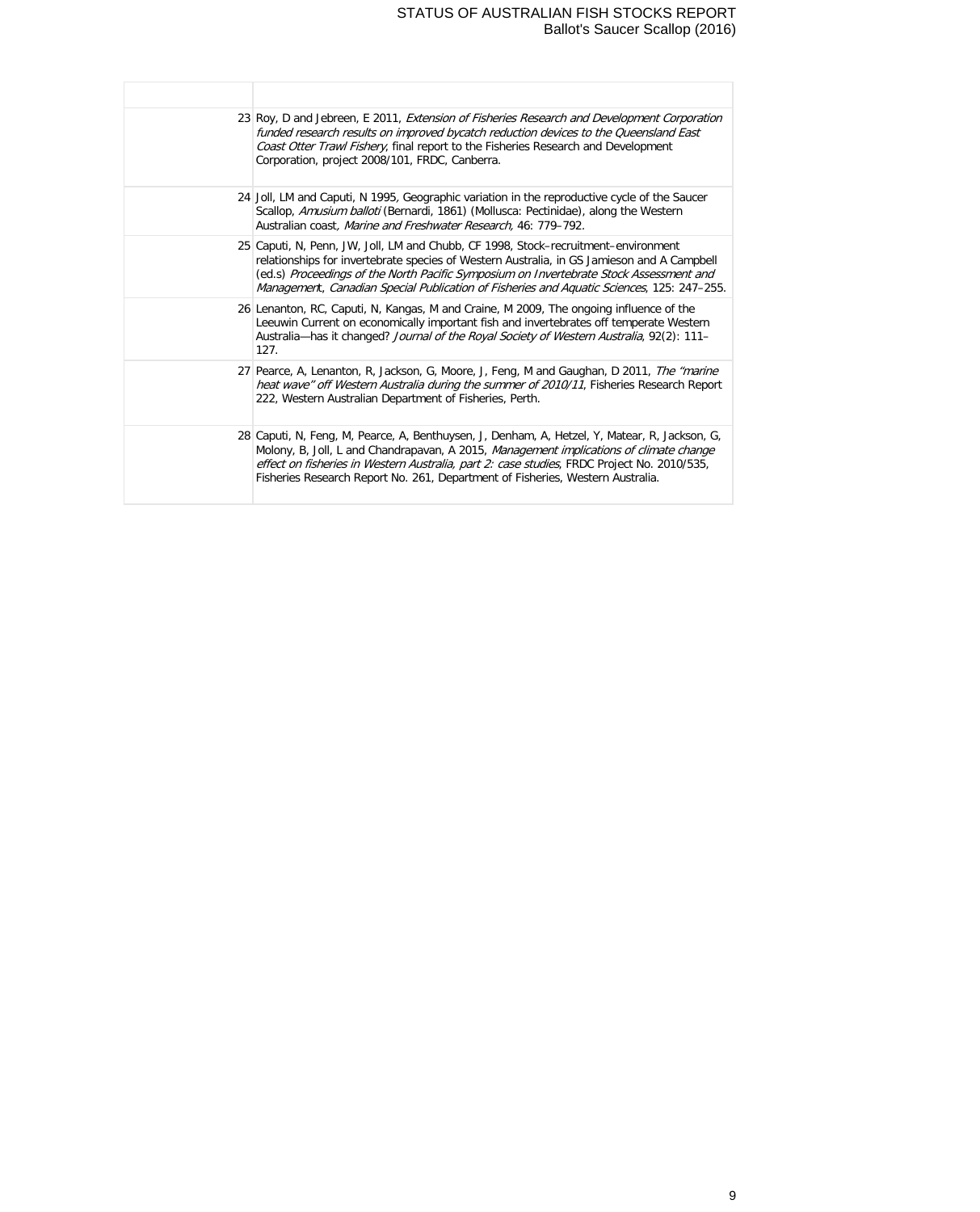| | |
|---|---|
| 23 | Roy, D and Jebreen, E 2011, *Extension of Fisheries Research and Development Corporation funded research results on improved bycatch reduction devices to the Queensland East Coast Otter Trawl Fishery*, final report to the Fisheries Research and Development Corporation, project 2008/101, FRDC, Canberra. |
| 24 | Joll, LM and Caputi, N 1995, Geographic variation in the reproductive cycle of the Saucer Scallop, *Amusium balloti* (Bernardi, 1861) (Mollusca: Pectinidae), along the Western Australian coast, *Marine and Freshwater Research*, 46: 779–792. |
| 25 | Caputi, N, Penn, JW, Joll, LM and Chubb, CF 1998, Stock–recruitment–environment relationships for invertebrate species of Western Australia, in GS Jamieson and A Campbell (ed.s) *Proceedings of the North Pacific Symposium on Invertebrate Stock Assessment and Management*, *Canadian Special Publication of Fisheries and Aquatic Sciences*, 125: 247–255. |
| 26 | Lenanton, RC, Caputi, N, Kangas, M and Craine, M 2009, The ongoing influence of the Leeuwin Current on economically important fish and invertebrates off temperate Western Australia—has it changed? *Journal of the Royal Society of Western Australia*, 92(2): 111–127. |
| 27 | Pearce, A, Lenanton, R, Jackson, G, Moore, J, Feng, M and Gaughan, D 2011, *The "marine heat wave" off Western Australia during the summer of 2010/11*, Fisheries Research Report 222, Western Australian Department of Fisheries, Perth. |
| 28 | Caputi, N, Feng, M, Pearce, A, Benthuysen, J, Denham, A, Hetzel, Y, Matear, R, Jackson, G, Molony, B, Joll, L and Chandrapavan, A 2015, *Management implications of climate change effect on fisheries in Western Australia, part 2: case studies*, FRDC Project No. 2010/535, Fisheries Research Report No. 261, Department of Fisheries, Western Australia. |